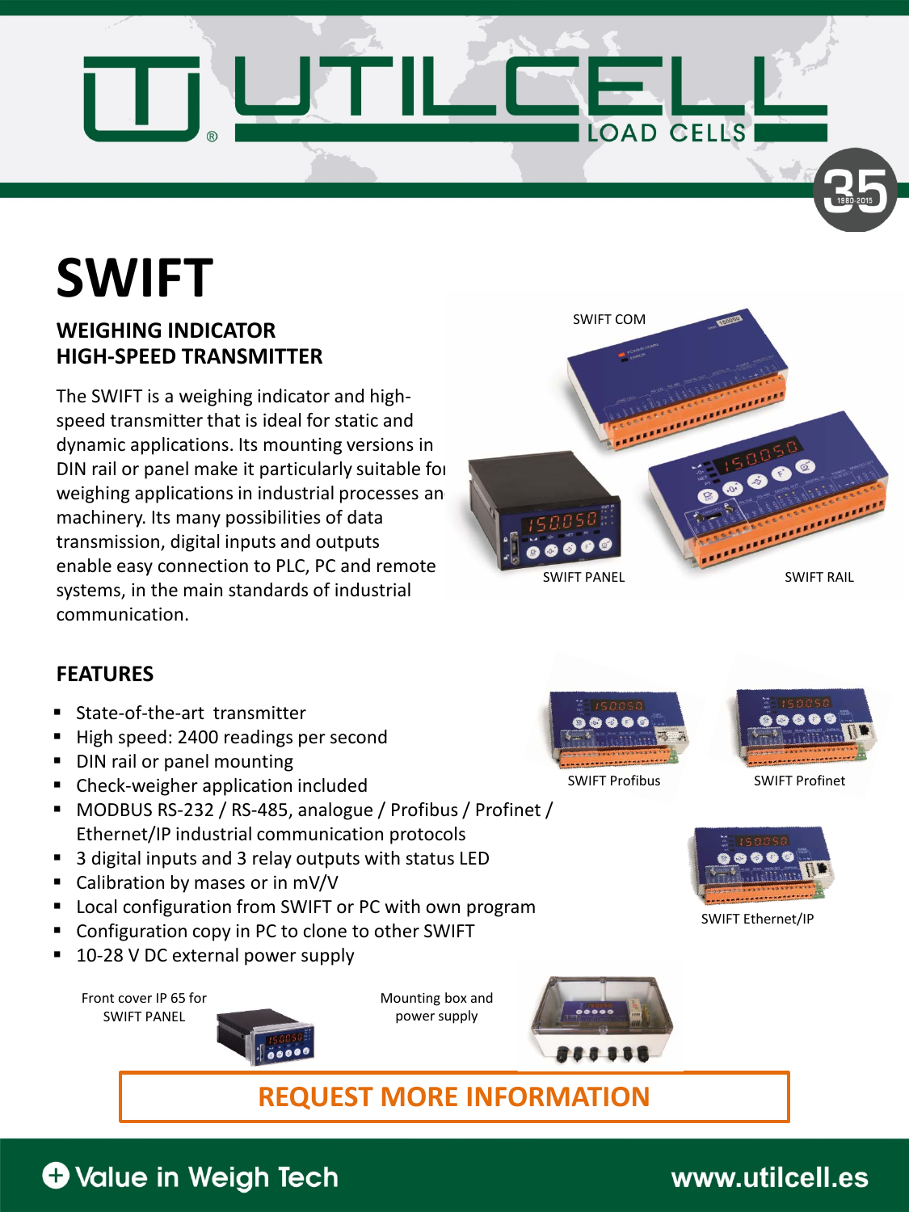# SWIFT

## WEIGHING INDICATOR
## HIGH-SPEED TRANSMITTER

The SWIFT is a weighing indicator and high-speed transmitter that is ideal for static and dynamic applications. Its mounting versions in DIN rail or panel make it particularly suitable for weighing applications in industrial processes and machinery. Its many possibilities of data transmission, digital inputs and outputs enable easy connection to PLC, PC and remote systems, in the main standards of industrial communication.

SWIFT COM

SWIFT PANEL

SWIFT RAIL

## FEATURES

- State-of-the-art transmitter
- High speed: 2400 readings per second
- DIN rail or panel mounting
- Check-weigher application included
- MODBUS RS-232 / RS-485, analogue / Profibus / Profinet / Ethernet/IP industrial communication protocols
- 3 digital inputs and 3 relay outputs with status LED
- Calibration by masses or in mV/V
- Local configuration from SWIFT or PC with own program
- Configuration copy in PC to clone to other SWIFT
- 10-28 V DC external power supply

SWIFT Profibus

SWIFT Profinet

SWIFT Ethernet/IP

Front cover IP 65 for SWIFT PANEL

Mounting box and power supply

**REQUEST MORE INFORMATION**

Value in Weigh Tech

www.utilcell.es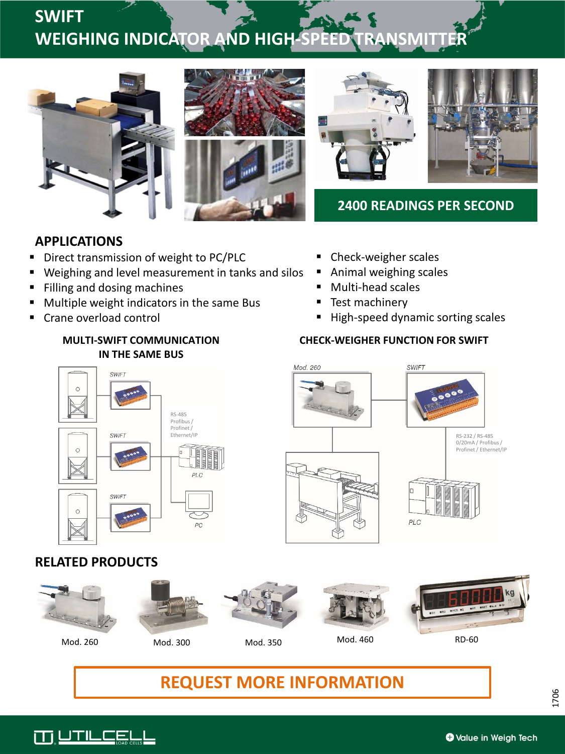# SWIFT
# WEIGHING INDICATOR AND HIGH-SPEED TRANSMITTER

**2400 READINGS PER SECOND**

## APPLICATIONS

- Direct transmission of weight to PC/PLC
- Weighing and level measurement in tanks and silos
- Filling and dosing machines
- Multiple weight indicators in the same Bus
- Crane overload control
- Check-weigher scales
- Animal weighing scales
- Multi-head scales
- Test machinery
- High-speed dynamic sorting scales

### MULTI-SWIFT COMMUNICATION IN THE SAME BUS

SWIFT
SWIFT
SWIFT
RS-485
Profibus /
Profinet /
Ethernet/IP
PLC
PC

### CHECK-WEIGHER FUNCTION FOR SWIFT

Mod. 260
SWIFT
RS-232 / RS-485
0/20mA / Profibus /
Profinet / Ethernet/IP
PLC

## RELATED PRODUCTS

Mod. 260

Mod. 300

Mod. 350

Mod. 460

RD-60

**REQUEST MORE INFORMATION**

1706

UTILCELL LOAD CELLS

Value in Weigh Tech